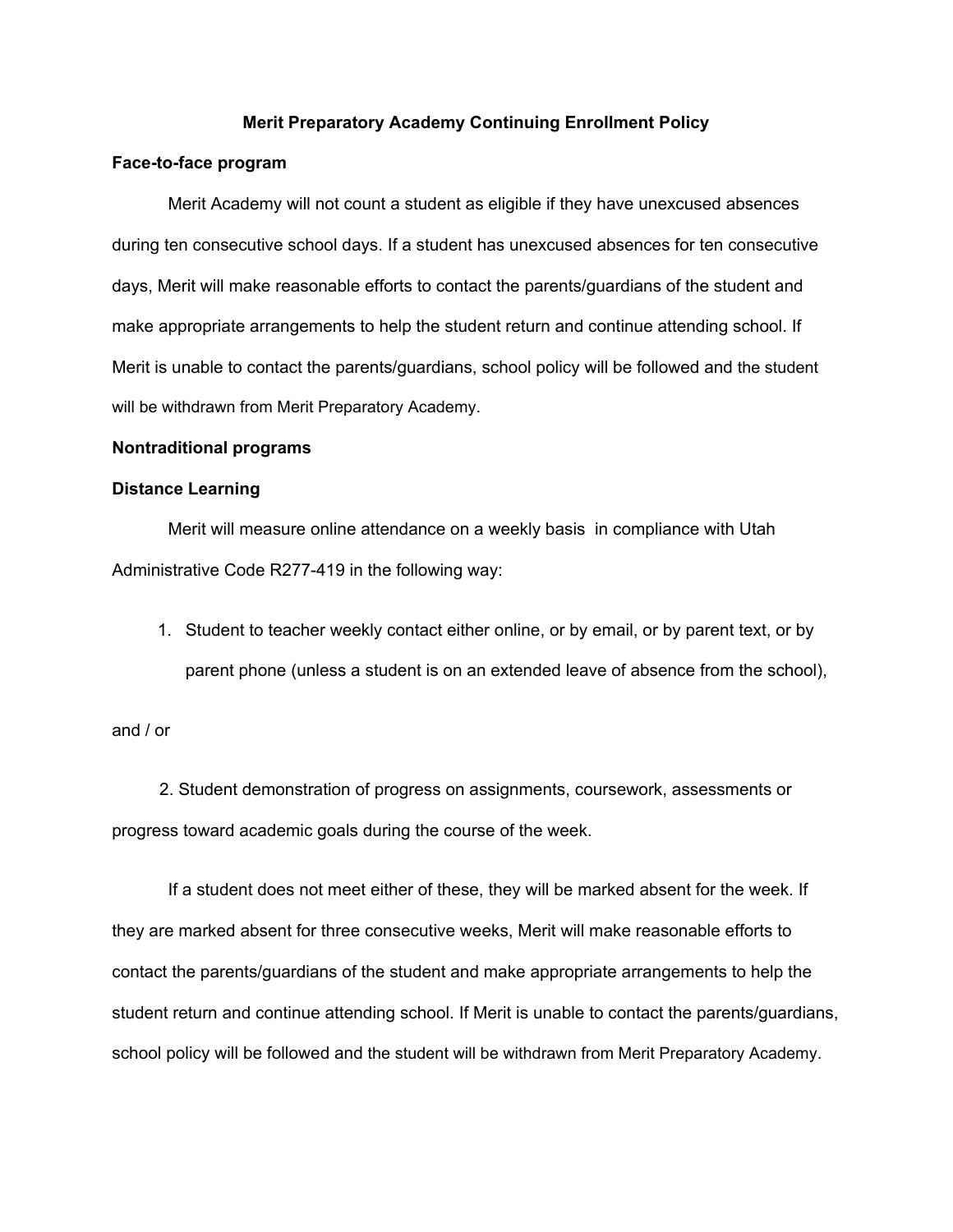# Merit Preparatory Academy Continuing Enrollment Policy

**Face-to-face program**

Merit Academy will not count a student as eligible if they have unexcused absences during ten consecutive school days. If a student has unexcused absences for ten consecutive days, Merit will make reasonable efforts to contact the parents/guardians of the student and make appropriate arrangements to help the student return and continue attending school. If Merit is unable to contact the parents/guardians, school policy will be followed and the student will be withdrawn from Merit Preparatory Academy.

**Nontraditional programs**

**Distance Learning**

Merit will measure online attendance on a weekly basis in compliance with Utah Administrative Code R277-419 in the following way:

1. Student to teacher weekly contact either online, or by email, or by parent text, or by parent phone (unless a student is on an extended leave of absence from the school),

and / or

2. Student demonstration of progress on assignments, coursework, assessments or progress toward academic goals during the course of the week.

If a student does not meet either of these, they will be marked absent for the week. If they are marked absent for three consecutive weeks, Merit will make reasonable efforts to contact the parents/guardians of the student and make appropriate arrangements to help the student return and continue attending school. If Merit is unable to contact the parents/guardians, school policy will be followed and the student will be withdrawn from Merit Preparatory Academy.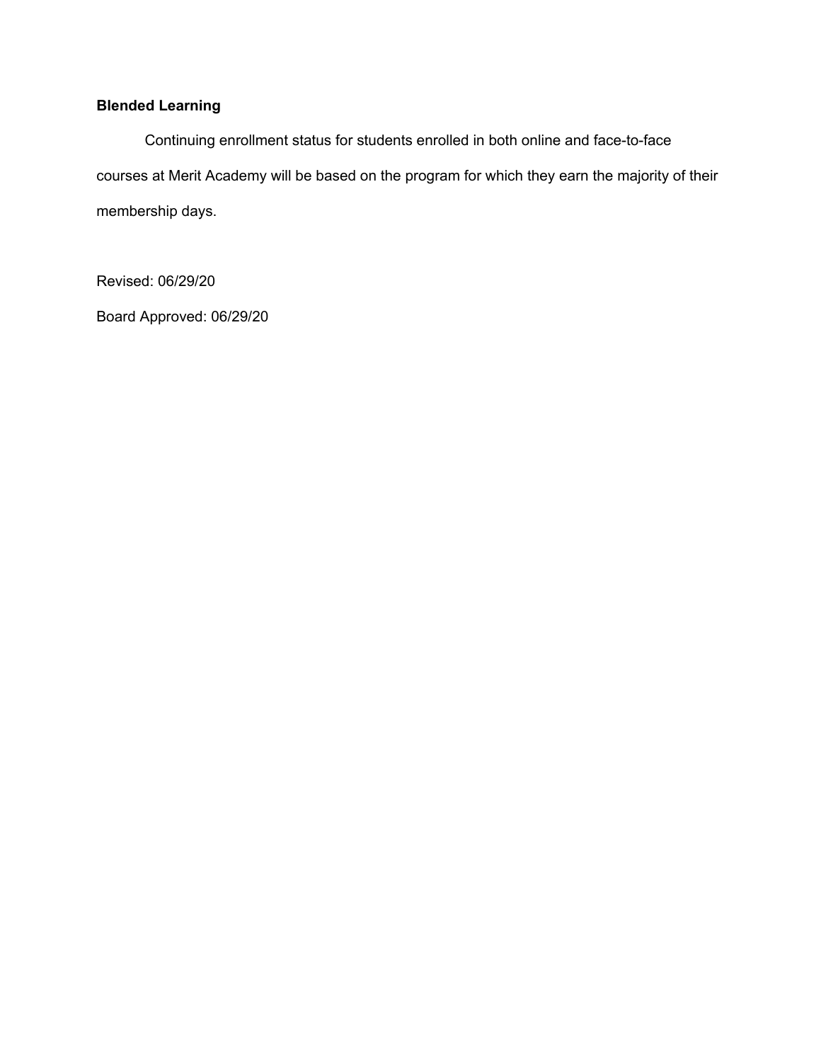**Blended Learning**

Continuing enrollment status for students enrolled in both online and face-to-face courses at Merit Academy will be based on the program for which they earn the majority of their membership days.

Revised: 06/29/20

Board Approved: 06/29/20